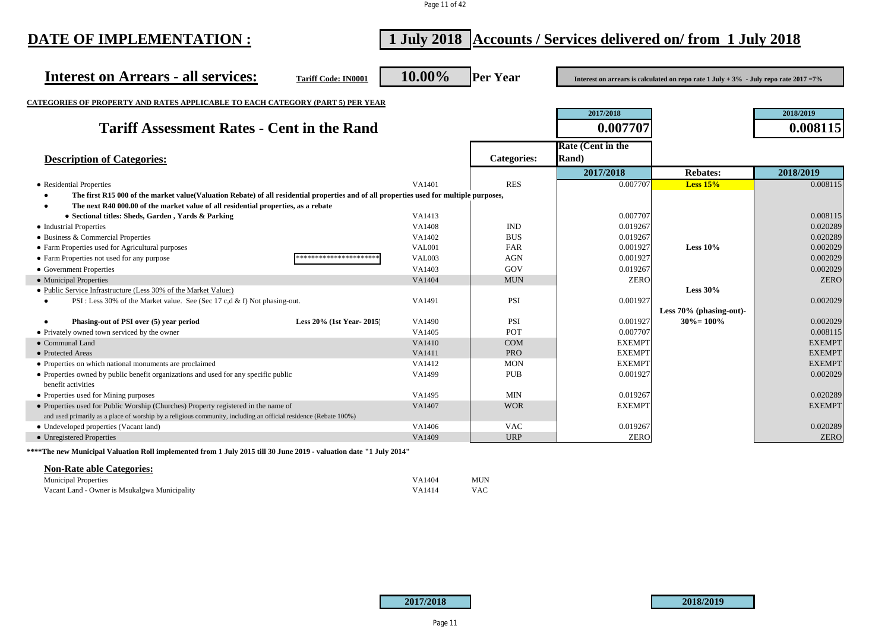# DATE OF IMPLEMENTATION : 1 July 2018 Accounts / Services delivered on/ from 1 July 2018

## Interest on Arrears - all services: Tariff Code: IN0001 10.00% Per Year

Interest on arrears is calculated on repo rate 1 July + 3% - July repo rate 2017 =7%

**CATEGORIES OF PROPERTY AND RATES APPLICABLE TO EACH CATEGORY (PART 5) PER YEAR**

## Tariff Assessment Rates - Cent in the Rand

| | 2017/2018 | 2018/2019 |
|---|---|---|
| Tariff Assessment Rates - Cent in the Rand | 0.007707 | 0.008115 |

| Description of Categories: | | | Categories: | Rate (Cent in the Rand) 2017/2018 | Rebates: | 2018/2019 |
|---|---|---|---|---|---|---|
| • Residential Properties | | VA1401 | RES | 0.007707 | Less 15% | 0.008115 |
| • The first R15 000 of the market value(Valuation Rebate) of all residential properties and of all properties used for multiple purposes, | | | | | | |
| • The next R40 000.00 of the market value of all residential properties, as a rebate | | | | | | |
| • Sectional titles: Sheds, Garden , Yards & Parking | | VA1413 | | 0.007707 | | 0.008115 |
| • Industrial Properties | | VA1408 | IND | 0.019267 | | 0.020289 |
| • Business & Commercial Properties | | VA1402 | BUS | 0.019267 | | 0.020289 |
| • Farm Properties used for Agricultural purposes | | VAL001 | FAR | 0.001927 | Less 10% | 0.002029 |
| • Farm Properties not used for any purpose | ********************** | VAL003 | AGN | 0.001927 | | 0.002029 |
| • Government Properties | | VA1403 | GOV | 0.019267 | | 0.002029 |
| • Municipal Properties | | VA1404 | MUN | ZERO | | ZERO |
| • Public Service Infrastructure (Less 30% of the Market Value:) | | | | | Less 30% | |
| • PSI : Less 30% of the Market value. See (Sec 17 c,d & f) Not phasing-out. | | VA1491 | PSI | 0.001927 | | 0.002029 |
| • Phasing-out of PSI over (5) year period | Less 20% (1st Year- 2015) | VA1490 | PSI | 0.001927 | Less 70% (phasing-out)- 30%= 100% | 0.002029 |
| • Privately owned town serviced by the owner | | VA1405 | POT | 0.007707 | | 0.008115 |
| • Communal Land | | VA1410 | COM | EXEMPT | | EXEMPT |
| • Protected Areas | | VA1411 | PRO | EXEMPT | | EXEMPT |
| • Properties on which national monuments are proclaimed | | VA1412 | MON | EXEMPT | | EXEMPT |
| • Properties owned by public benefit organizations and used for any specific public benefit activities | | VA1499 | PUB | 0.001927 | | 0.002029 |
| • Properties used for Mining purposes | | VA1495 | MIN | 0.019267 | | 0.020289 |
| • Properties used for Public Worship (Churches) Property registered in the name of and used primarily as a place of worship by a religious community, including an official residence (Rebate 100%) | | VA1407 | WOR | EXEMPT | | EXEMPT |
| • Undeveloped properties (Vacant land) | | VA1406 | VAC | 0.019267 | | 0.020289 |
| • Unregistered Properties | | VA1409 | URP | ZERO | | ZERO |

****The new Municipal Valuation Roll implemented from 1 July 2015 till 30 June 2019 - valuation date "1 July 2014"

### Non-Rate able Categories:

| | | |
|---|---|---|
| Municipal Properties | VA1404 | MUN |
| Vacant Land - Owner is Msukalgwa Municipality | VA1414 | VAC |

| 2017/2018 | 2018/2019 |
|---|---|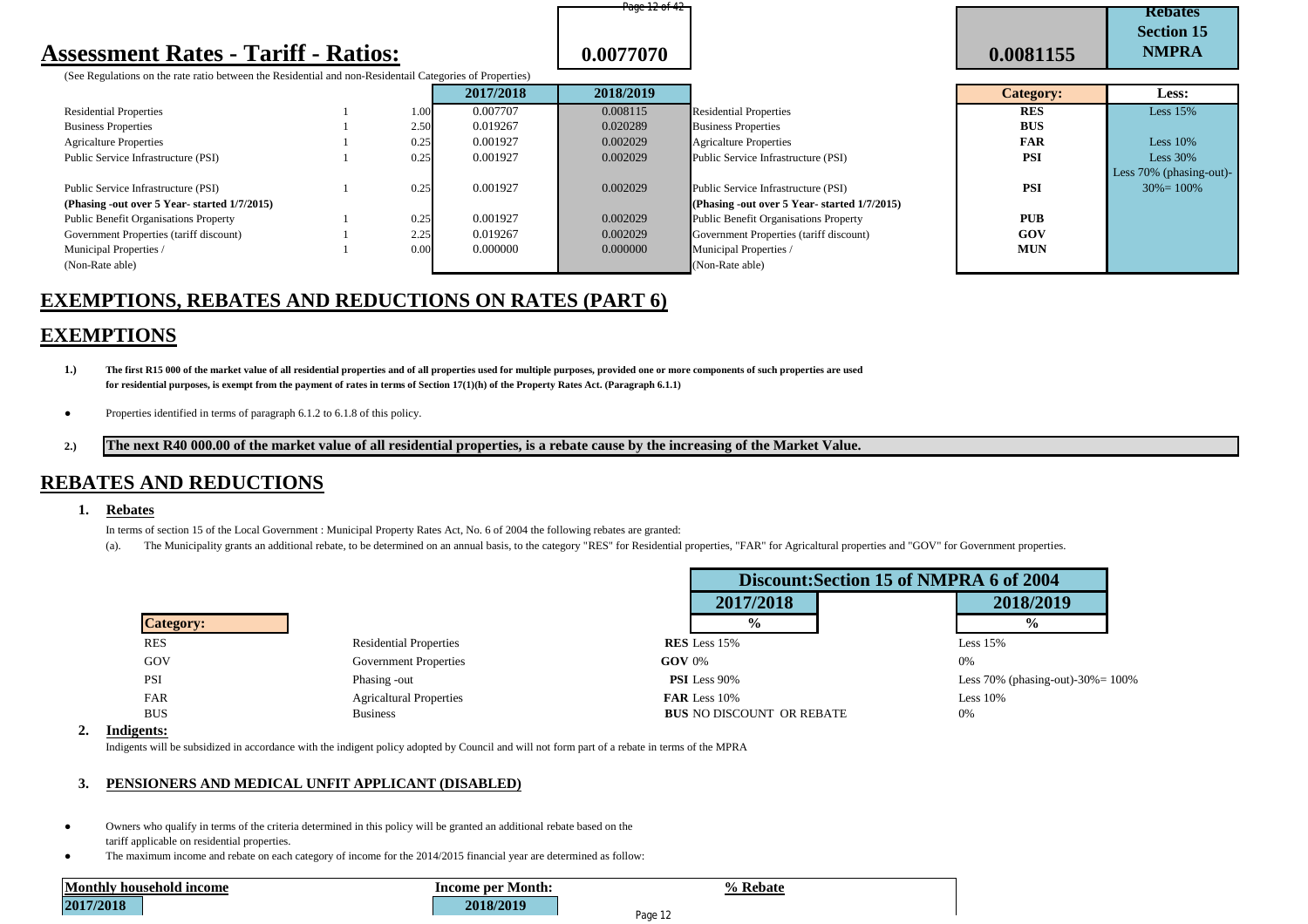# Assessment Rates - Tariff - Ratios:

| | | 0.0077070 | | 0.0081155 | Rebates Section 15 NMPRA |
|---|---|---|---|---|---|

(See Regulations on the rate ratio between the Residential and non-Residentail Categories of Properties)

| | | | 2017/2018 | 2018/2019 | | Category: | Less: |
|---|---|---|---|---|---|---|---|
| Residential Properties | 1 | 1.00 | 0.007707 | 0.008115 | Residential Properties | RES | Less 15% |
| Business Properties | 1 | 2.50 | 0.019267 | 0.020289 | Business Properties | BUS | |
| Agricalture Properties | 1 | 0.25 | 0.001927 | 0.002029 | Agricalture Properties | FAR | Less 10% |
| Public Service Infrastructure (PSI) | 1 | 0.25 | 0.001927 | 0.002029 | Public Service Infrastructure (PSI) | PSI | Less 30% |
| Public Service Infrastructure (PSI) **(Phasing -out over 5 Year- started 1/7/2015)** | 1 | 0.25 | 0.001927 | 0.002029 | Public Service Infrastructure (PSI) **(Phasing -out over 5 Year- started 1/7/2015)** | PSI | Less 70% (phasing-out)-30%= 100% |
| Public Benefit Organisations Property | 1 | 0.25 | 0.001927 | 0.002029 | Public Benefit Organisations Property | PUB | |
| Government Properties (tariff discount) | 1 | 2.25 | 0.019267 | 0.002029 | Government Properties (tariff discount) | GOV | |
| Municipal Properties / (Non-Rate able) | 1 | 0.00 | 0.000000 | 0.000000 | Municipal Properties / (Non-Rate able) | MUN | |

## EXEMPTIONS, REBATES AND REDUCTIONS ON RATES (PART 6)

## EXEMPTIONS

1.) **The first R15 000 of the market value of all residential properties and of all properties used for multiple purposes, provided one or more components of such properties are used for residential purposes, is exempt from the payment of rates in terms of Section 17(1)(h) of the Property Rates Act. (Paragraph 6.1.1)**

- Properties identified in terms of paragraph 6.1.2 to 6.1.8 of this policy.

2.) **The next R40 000.00 of the market value of all residential properties, is a rebate cause by the increasing of the Market Value.**

## REBATES AND REDUCTIONS

### 1. Rebates

In terms of section 15 of the Local Government : Municipal Property Rates Act, No. 6 of 2004 the following rebates are granted:

(a). The Municipality grants an additional rebate, to be determined on an annual basis, to the category "RES" for Residential properties, "FAR" for Agricaltural properties and "GOV" for Government properties.

| Category: | | Discount:Section 15 of NMPRA 6 of 2004 2017/2018 % | 2018/2019 % |
|---|---|---|---|
| RES | Residential Properties | **RES** Less 15% | Less 15% |
| GOV | Government Properties | **GOV** 0% | 0% |
| PSI | Phasing -out | **PSI** Less 90% | Less 70% (phasing-out)-30%= 100% |
| FAR | Agricaltural Properties | **FAR** Less 10% | Less 10% |
| BUS | Business | **BUS** NO DISCOUNT OR REBATE | 0% |

### 2. Indigents:

Indigents will be subsidized in accordance with the indigent policy adopted by Council and will not form part of a rebate in terms of the MPRA

### 3. PENSIONERS AND MEDICAL UNFIT APPLICANT (DISABLED)

- Owners who qualify in terms of the criteria determined in this policy will be granted an additional rebate based on the tariff applicable on residential properties.
- The maximum income and rebate on each category of income for the 2014/2015 financial year are determined as follow:

| Monthly household income | Income per Month: | % Rebate |
|---|---|---|
| 2017/2018 | 2018/2019 | |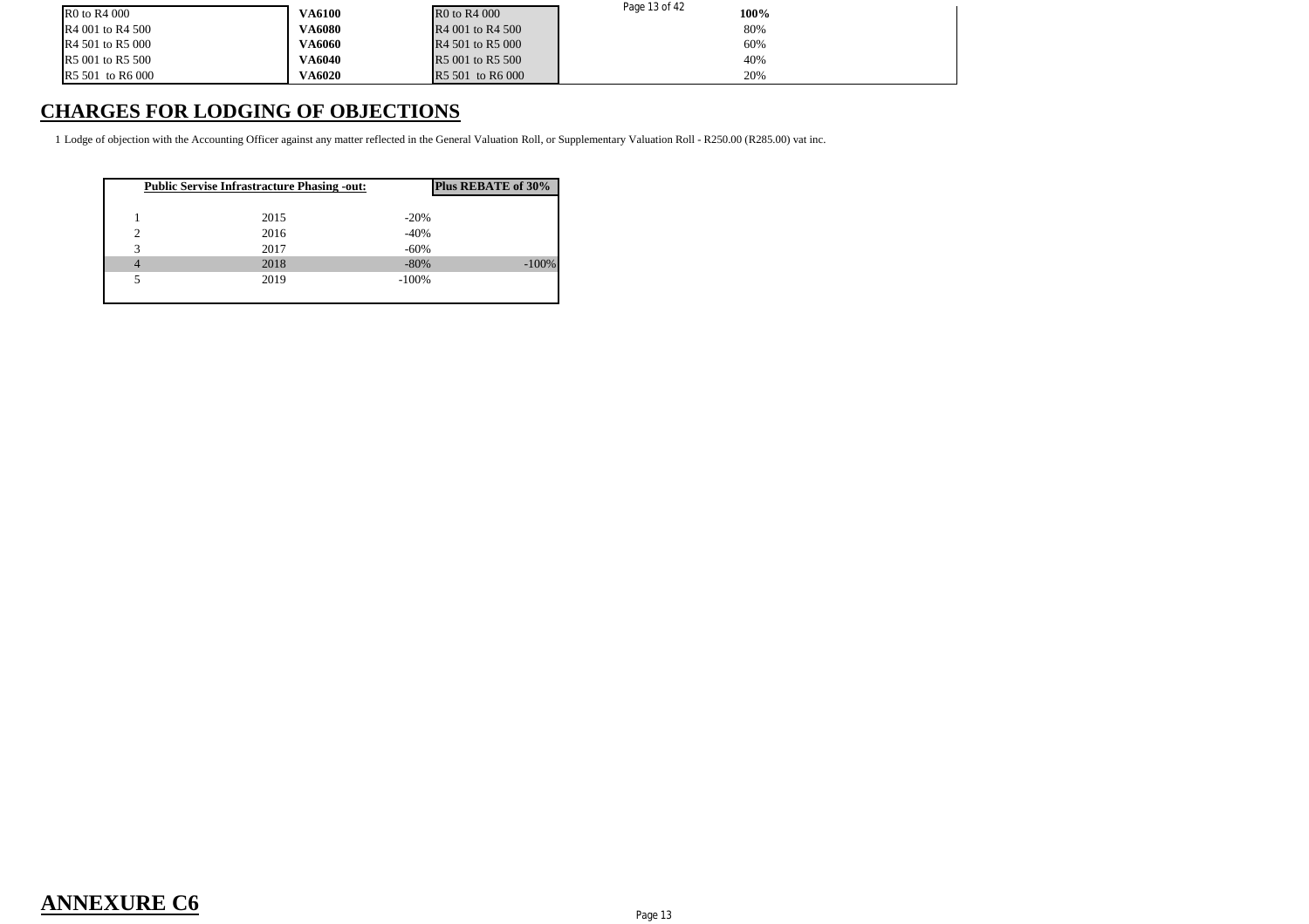| | | | |
|---|---|---|---|
| R0 to R4 000 | **VA6100** | R0 to R4 000 | **100%** |
| R4 001 to R4 500 | **VA6080** | R4 001 to R4 500 | 80% |
| R4 501 to R5 000 | **VA6060** | R4 501 to R5 000 | 60% |
| R5 001 to R5 500 | **VA6040** | R5 001 to R5 500 | 40% |
| R5 501 to R6 000 | **VA6020** | R5 501 to R6 000 | 20% |

## CHARGES FOR LODGING OF OBJECTIONS

1 Lodge of objection with the Accounting Officer against any matter reflected in the General Valuation Roll, or Supplementary Valuation Roll - R250.00 (R285.00) vat inc.

| **Public Servise Infrastracture Phasing -out:** | | | **Plus REBATE of 30%** |
|---|---|---|---|
| 1 | 2015 | -20% | |
| 2 | 2016 | -40% | |
| 3 | 2017 | -60% | |
| 4 | 2018 | -80% | -100% |
| 5 | 2019 | -100% | |

# ANNEXURE C6